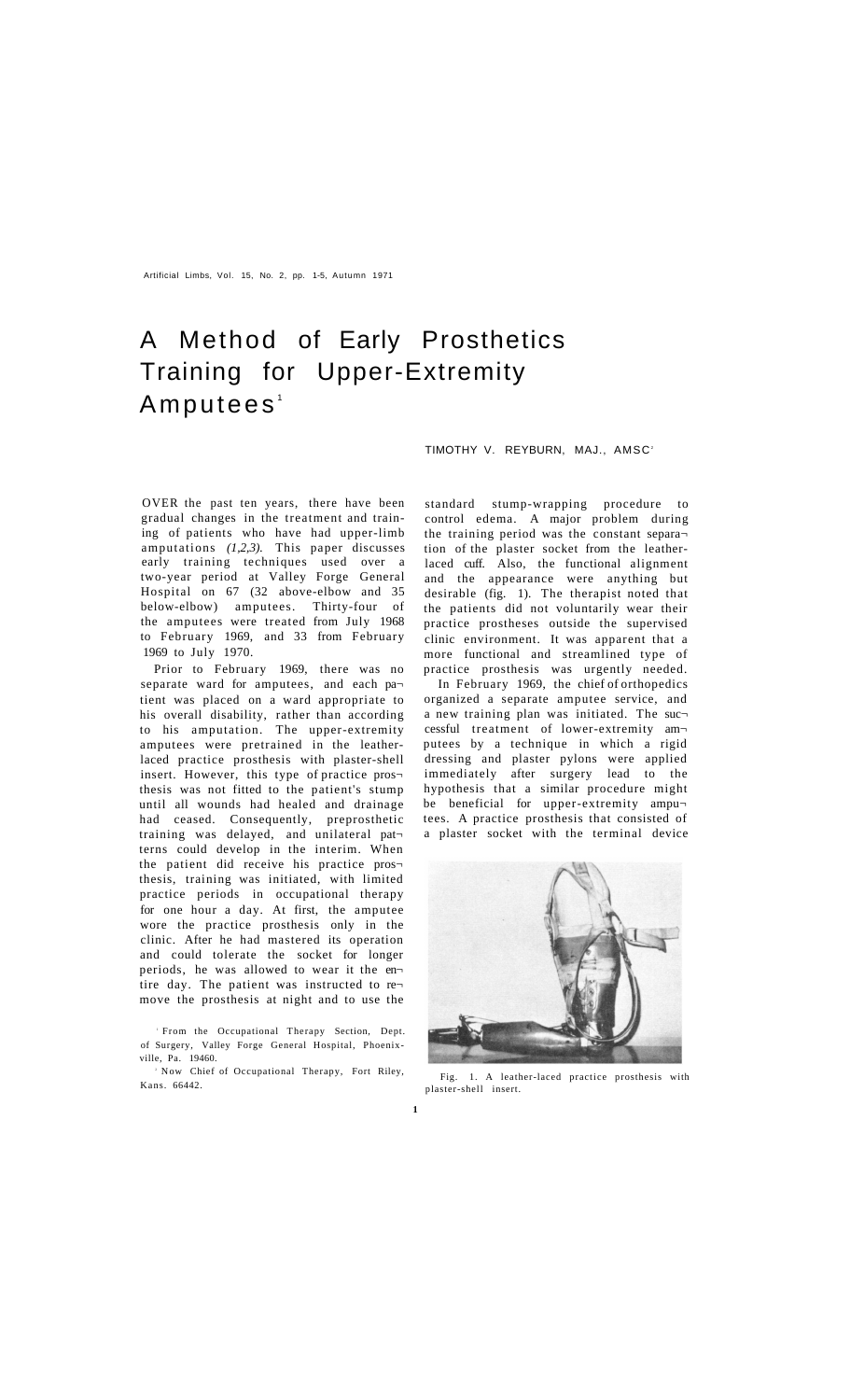# A Method of Early Prosthetics Training for Upper-Extremity Amputees[1]

TIMOTHY V. REYBURN, MAJ., AMSC[2]

OVER the past ten years, there have been gradual changes in the treatment and training of patients who have had upper-limb amputations *(1,2,3).* This paper discusses early training techniques used over a two-year period at Valley Forge General Hospital on 67 (32 above-elbow and 35 below-elbow) amputees. Thirty-four of the amputees were treated from July 1968 to February 1969, and 33 from February 1969 to July 1970.

Prior to February 1969, there was no separate ward for amputees, and each patient was placed on a ward appropriate to his overall disability, rather than according to his amputation. The upper-extremity amputees were pretrained in the leather-laced practice prosthesis with plaster-shell insert. However, this type of practice prosthesis was not fitted to the patient's stump until all wounds had healed and drainage had ceased. Consequently, preprosthetic training was delayed, and unilateral patterns could develop in the interim. When the patient did receive his practice prosthesis, training was initiated, with limited practice periods in occupational therapy for one hour a day. At first, the amputee wore the practice prosthesis only in the clinic. After he had mastered its operation and could tolerate the socket for longer periods, he was allowed to wear it the entire day. The patient was instructed to remove the prosthesis at night and to use the standard stump-wrapping procedure to control edema. A major problem during the training period was the constant separation of the plaster socket from the leather-laced cuff. Also, the functional alignment and the appearance were anything but desirable (fig. 1). The therapist noted that the patients did not voluntarily wear their practice prostheses outside the supervised clinic environment. It was apparent that a more functional and streamlined type of practice prosthesis was urgently needed.

In February 1969, the chief of orthopedics organized a separate amputee service, and a new training plan was initiated. The successful treatment of lower-extremity amputees by a technique in which a rigid dressing and plaster pylons were applied immediately after surgery lead to the hypothesis that a similar procedure might be beneficial for upper-extremity amputees. A practice prosthesis that consisted of a plaster socket with the terminal device

Fig. 1. A leather-laced practice prosthesis with plaster-shell insert.

[1] From the Occupational Therapy Section, Dept. of Surgery, Valley Forge General Hospital, Phoenixville, Pa. 19460.

[2] Now Chief of Occupational Therapy, Fort Riley, Kans. 66442.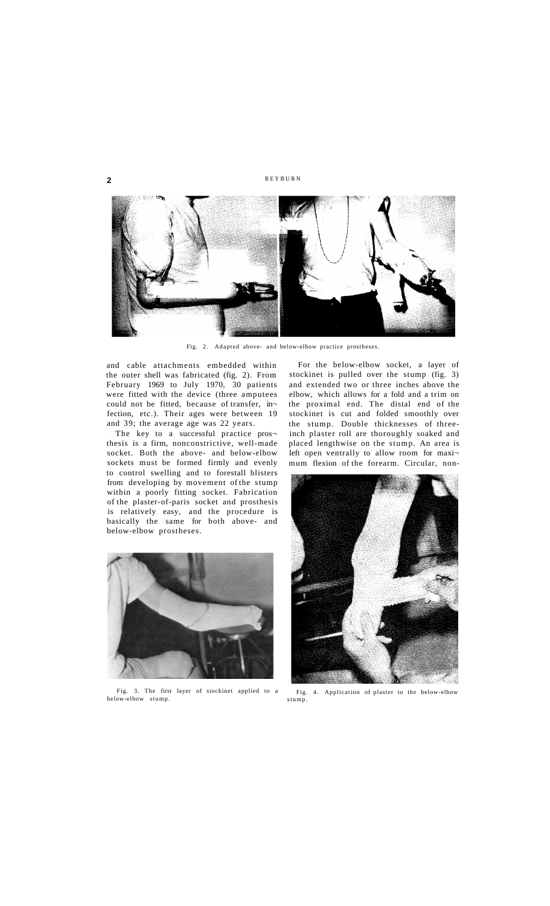Fig. 2. Adapted above- and below-elbow practice prostheses.

and cable attachments embedded within the outer shell was fabricated (fig. 2). From February 1969 to July 1970, 30 patients were fitted with the device (three amputees could not be fitted, because of transfer, infection, etc.). Their ages were between 19 and 39; the average age was 22 years.

The key to a successful practice prosthesis is a firm, nonconstrictive, well-made socket. Both the above- and below-elbow sockets must be formed firmly and evenly to control swelling and to forestall blisters from developing by movement of the stump within a poorly fitting socket. Fabrication of the plaster-of-paris socket and prosthesis is relatively easy, and the procedure is basically the same for both above- and below-elbow prostheses.

For the below-elbow socket, a layer of stockinet is pulled over the stump (fig. 3) and extended two or three inches above the elbow, which allows for a fold and a trim on the proximal end. The distal end of the stockinet is cut and folded smoothly over the stump. Double thicknesses of three-inch plaster roll are thoroughly soaked and placed lengthwise on the stump. An area is left open ventrally to allow room for maximum flexion of the forearm. Circular, non-

Fig. 3. The first layer of stockinet applied to a below-elbow stump.

Fig. 4. Application of plaster to the below-elbow stump.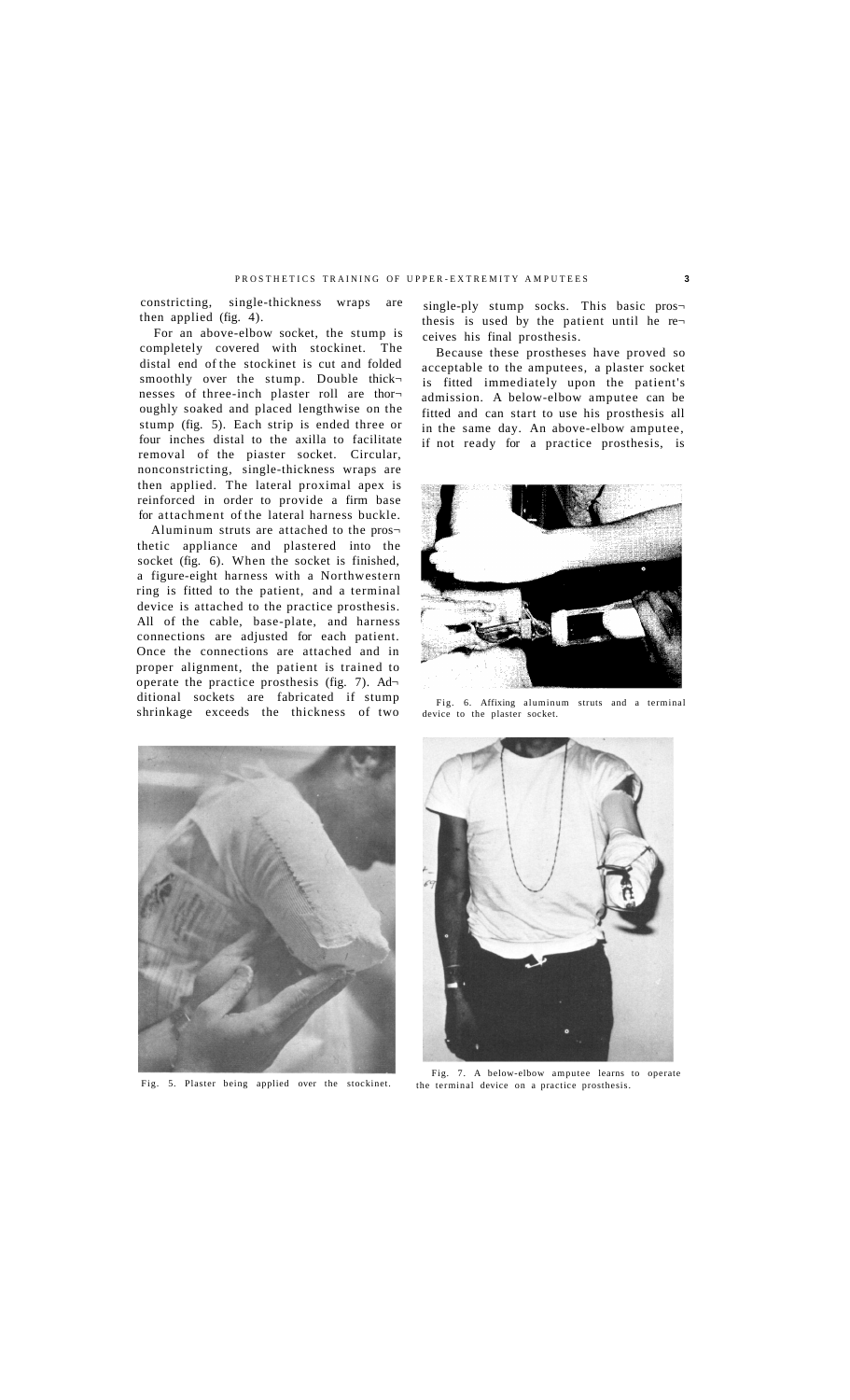constricting, single-thickness wraps are then applied (fig. 4).

For an above-elbow socket, the stump is completely covered with stockinet. The distal end of the stockinet is cut and folded smoothly over the stump. Double thicknesses of three-inch plaster roll are thoroughly soaked and placed lengthwise on the stump (fig. 5). Each strip is ended three or four inches distal to the axilla to facilitate removal of the piaster socket. Circular, nonconstricting, single-thickness wraps are then applied. The lateral proximal apex is reinforced in order to provide a firm base for attachment of the lateral harness buckle.

Aluminum struts are attached to the prosthetic appliance and plastered into the socket (fig. 6). When the socket is finished, a figure-eight harness with a Northwestern ring is fitted to the patient, and a terminal device is attached to the practice prosthesis. All of the cable, base-plate, and harness connections are adjusted for each patient. Once the connections are attached and in proper alignment, the patient is trained to operate the practice prosthesis (fig. 7). Additional sockets are fabricated if stump shrinkage exceeds the thickness of two single-ply stump socks. This basic prosthesis is used by the patient until he receives his final prosthesis.

Because these prostheses have proved so acceptable to the amputees, a plaster socket is fitted immediately upon the patient's admission. A below-elbow amputee can be fitted and can start to use his prosthesis all in the same day. An above-elbow amputee, if not ready for a practice prosthesis, is

Fig. 6. Affixing aluminum struts and a terminal device to the plaster socket.

Fig. 5. Plaster being applied over the stockinet.

Fig. 7. A below-elbow amputee learns to operate the terminal device on a practice prosthesis.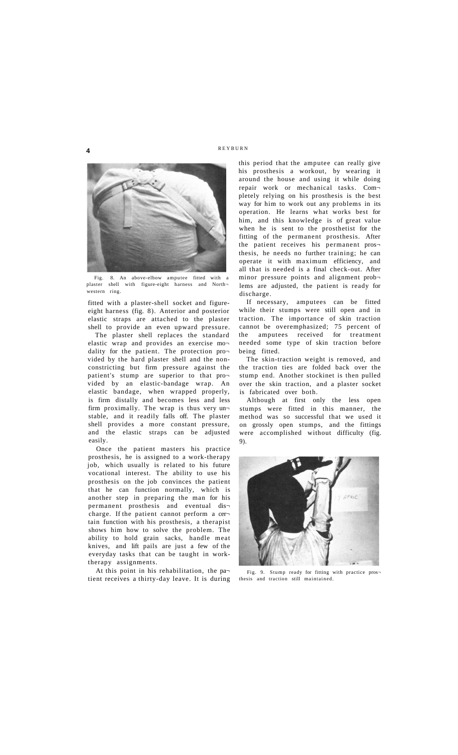Fig. 8. An above-elbow amputee fitted with a plaster shell with figure-eight harness and Northwestern ring.

fitted with a plaster-shell socket and figure-eight harness (fig. 8). Anterior and posterior elastic straps are attached to the plaster shell to provide an even upward pressure.

The plaster shell replaces the standard elastic wrap and provides an exercise modality for the patient. The protection provided by the hard plaster shell and the non-constricting but firm pressure against the patient's stump are superior to that provided by an elastic-bandage wrap. An elastic bandage, when wrapped properly, is firm distally and becomes less and less firm proximally. The wrap is thus very unstable, and it readily falls off. The plaster shell provides a more constant pressure, and the elastic straps can be adjusted easily.

Once the patient masters his practice prosthesis, he is assigned to a work-therapy job, which usually is related to his future vocational interest. The ability to use his prosthesis on the job convinces the patient that he can function normally, which is another step in preparing the man for his permanent prosthesis and eventual discharge. If the patient cannot perform a certain function with his prosthesis, a therapist shows him how to solve the problem. The ability to hold grain sacks, handle meat knives, and lift pails are just a few of the everyday tasks that can be taught in work-therapy assignments.

At this point in his rehabilitation, the patient receives a thirty-day leave. It is during this period that the amputee can really give his prosthesis a workout, by wearing it around the house and using it while doing repair work or mechanical tasks. Completely relying on his prosthesis is the best way for him to work out any problems in its operation. He learns what works best for him, and this knowledge is of great value when he is sent to the prosthetist for the fitting of the permanent prosthesis. After the patient receives his permanent prosthesis, he needs no further training; he can operate it with maximum efficiency, and all that is needed is a final check-out. After minor pressure points and alignment problems are adjusted, the patient is ready for discharge.

If necessary, amputees can be fitted while their stumps were still open and in traction. The importance of skin traction cannot be overemphasized; 75 percent of the amputees received for treatment needed some type of skin traction before being fitted.

The skin-traction weight is removed, and the traction ties are folded back over the stump end. Another stockinet is then pulled over the skin traction, and a plaster socket is fabricated over both.

Although at first only the less open stumps were fitted in this manner, the method was so successful that we used it on grossly open stumps, and the fittings were accomplished without difficulty (fig. 9).

Fig. 9. Stump ready for fitting with practice prosthesis and traction still maintained.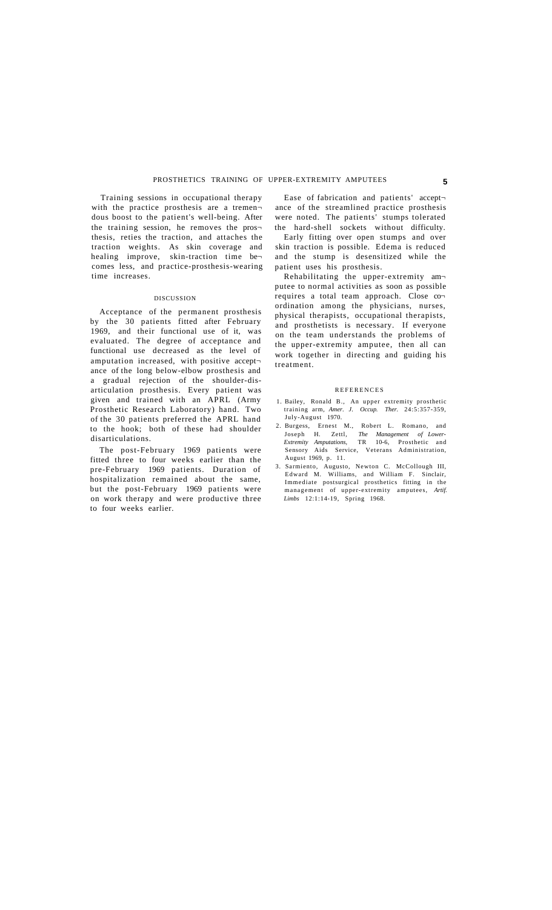Training sessions in occupational therapy with the practice prosthesis are a tremendous boost to the patient's well-being. After the training session, he removes the prosthesis, reties the traction, and attaches the traction weights. As skin coverage and healing improve, skin-traction time becomes less, and practice-prosthesis-wearing time increases.

## DISCUSSION

Acceptance of the permanent prosthesis by the 30 patients fitted after February 1969, and their functional use of it, was evaluated. The degree of acceptance and functional use decreased as the level of amputation increased, with positive acceptance of the long below-elbow prosthesis and a gradual rejection of the shoulder-disarticulation prosthesis. Every patient was given and trained with an APRL (Army Prosthetic Research Laboratory) hand. Two of the 30 patients preferred the APRL hand to the hook; both of these had shoulder disarticulations.

The post-February 1969 patients were fitted three to four weeks earlier than the pre-February 1969 patients. Duration of hospitalization remained about the same, but the post-February 1969 patients were on work therapy and were productive three to four weeks earlier.

Ease of fabrication and patients' acceptance of the streamlined practice prosthesis were noted. The patients' stumps tolerated the hard-shell sockets without difficulty.

Early fitting over open stumps and over skin traction is possible. Edema is reduced and the stump is desensitized while the patient uses his prosthesis.

Rehabilitating the upper-extremity amputee to normal activities as soon as possible requires a total team approach. Close coordination among the physicians, nurses, physical therapists, occupational therapists, and prosthetists is necessary. If everyone on the team understands the problems of the upper-extremity amputee, then all can work together in directing and guiding his treatment.

## REFERENCES

1. Bailey, Ronald B., An upper extremity prosthetic training arm, *Amer. J. Occup. Ther.* 24:5:357-359, July-August 1970.
2. Burgess, Ernest M., Robert L. Romano, and Joseph H. Zettl, *The Management of Lower-Extremity Amputations,* TR 10-6, Prosthetic and Sensory Aids Service, Veterans Administration, August 1969, p. 11.
3. Sarmiento, Augusto, Newton C. McCollough III, Edward M. Williams, and William F. Sinclair, Immediate postsurgical prosthetics fitting in the management of upper-extremity amputees, *Artif. Limbs* 12:1:14-19, Spring 1968.